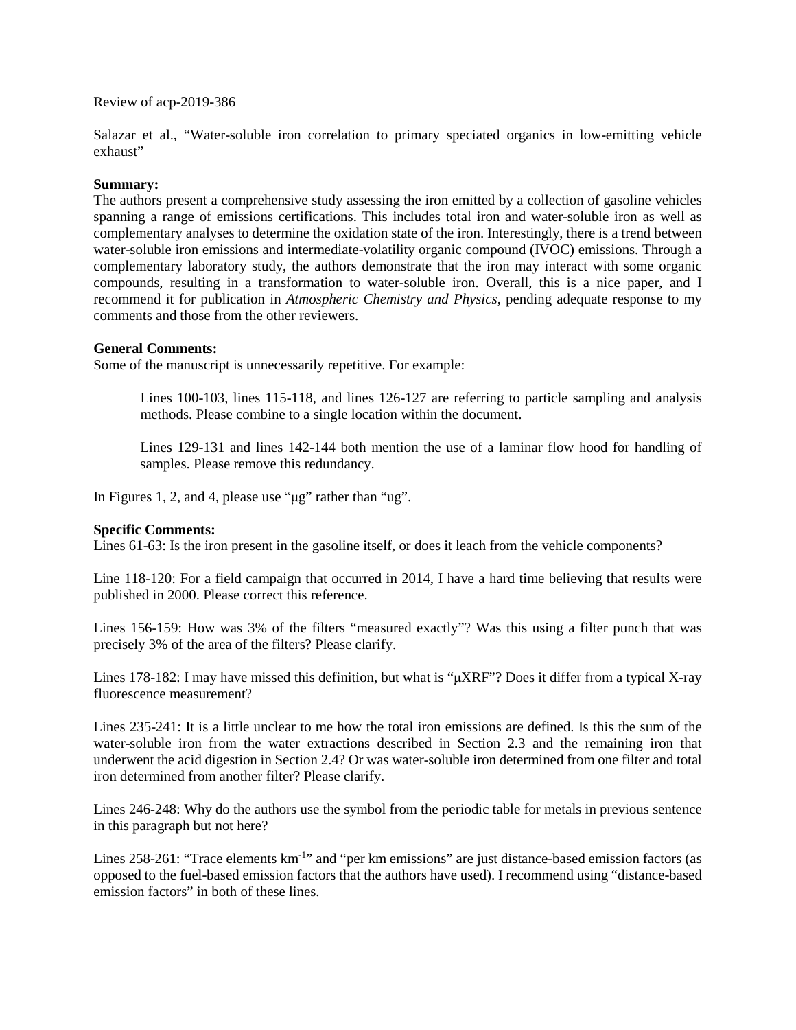Review of acp-2019-386

Salazar et al., "Water-soluble iron correlation to primary speciated organics in low-emitting vehicle exhaust"

**Summary:**
The authors present a comprehensive study assessing the iron emitted by a collection of gasoline vehicles spanning a range of emissions certifications. This includes total iron and water-soluble iron as well as complementary analyses to determine the oxidation state of the iron. Interestingly, there is a trend between water-soluble iron emissions and intermediate-volatility organic compound (IVOC) emissions. Through a complementary laboratory study, the authors demonstrate that the iron may interact with some organic compounds, resulting in a transformation to water-soluble iron. Overall, this is a nice paper, and I recommend it for publication in *Atmospheric Chemistry and Physics*, pending adequate response to my comments and those from the other reviewers.

**General Comments:**
Some of the manuscript is unnecessarily repetitive. For example:

> Lines 100-103, lines 115-118, and lines 126-127 are referring to particle sampling and analysis methods. Please combine to a single location within the document.
>
> Lines 129-131 and lines 142-144 both mention the use of a laminar flow hood for handling of samples. Please remove this redundancy.

In Figures 1, 2, and 4, please use "μg" rather than "ug".

**Specific Comments:**
Lines 61-63: Is the iron present in the gasoline itself, or does it leach from the vehicle components?

Line 118-120: For a field campaign that occurred in 2014, I have a hard time believing that results were published in 2000. Please correct this reference.

Lines 156-159: How was 3% of the filters "measured exactly"? Was this using a filter punch that was precisely 3% of the area of the filters? Please clarify.

Lines 178-182: I may have missed this definition, but what is "μXRF"? Does it differ from a typical X-ray fluorescence measurement?

Lines 235-241: It is a little unclear to me how the total iron emissions are defined. Is this the sum of the water-soluble iron from the water extractions described in Section 2.3 and the remaining iron that underwent the acid digestion in Section 2.4? Or was water-soluble iron determined from one filter and total iron determined from another filter? Please clarify.

Lines 246-248: Why do the authors use the symbol from the periodic table for metals in previous sentence in this paragraph but not here?

Lines 258-261: "Trace elements $km^{-1}$" and "per km emissions" are just distance-based emission factors (as opposed to the fuel-based emission factors that the authors have used). I recommend using "distance-based emission factors" in both of these lines.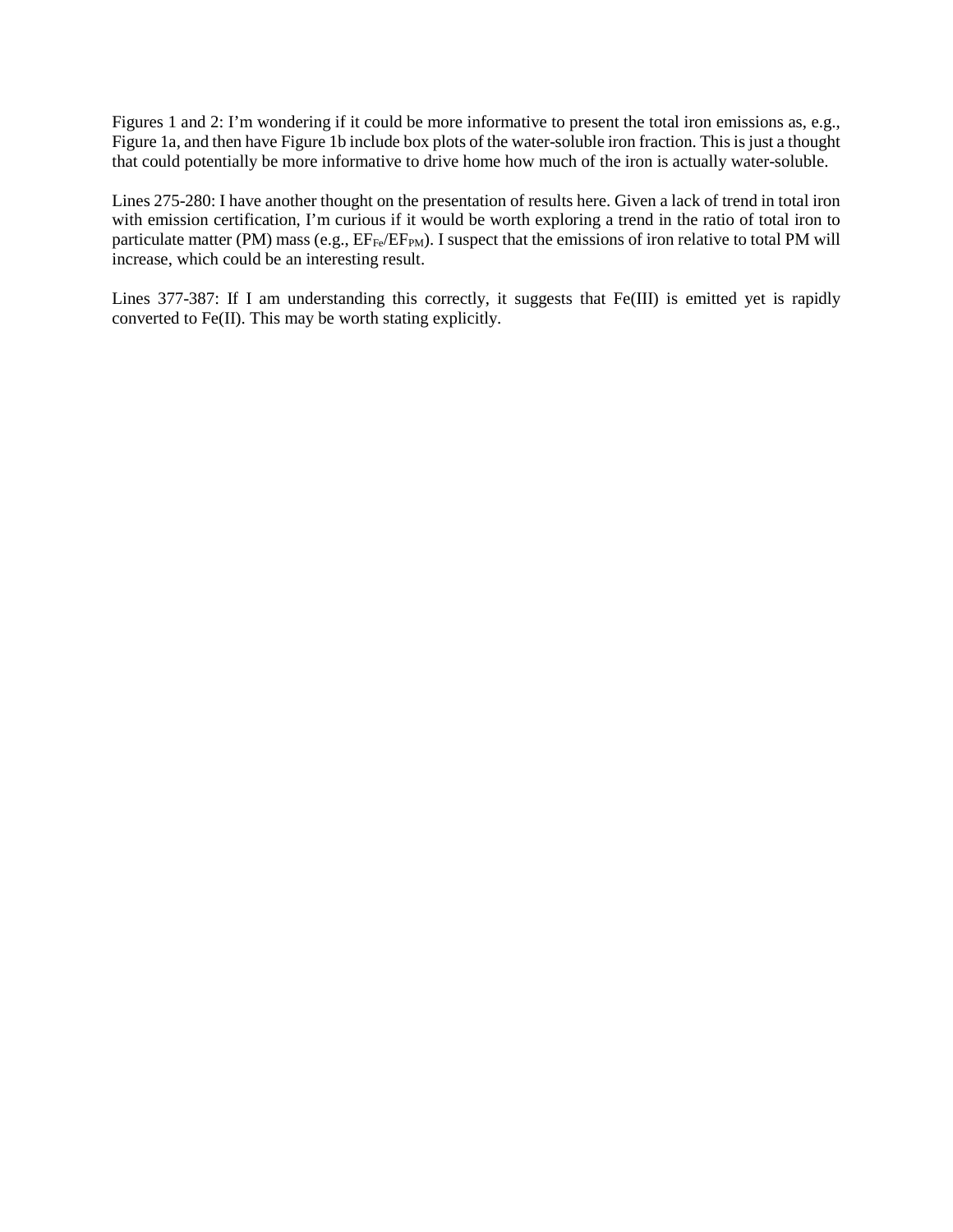Figures 1 and 2: I'm wondering if it could be more informative to present the total iron emissions as, e.g., Figure 1a, and then have Figure 1b include box plots of the water-soluble iron fraction. This is just a thought that could potentially be more informative to drive home how much of the iron is actually water-soluble.

Lines 275-280: I have another thought on the presentation of results here. Given a lack of trend in total iron with emission certification, I'm curious if it would be worth exploring a trend in the ratio of total iron to particulate matter (PM) mass (e.g., $EF_{Fe}/EF_{PM}$). I suspect that the emissions of iron relative to total PM will increase, which could be an interesting result.

Lines 377-387: If I am understanding this correctly, it suggests that Fe(III) is emitted yet is rapidly converted to Fe(II). This may be worth stating explicitly.